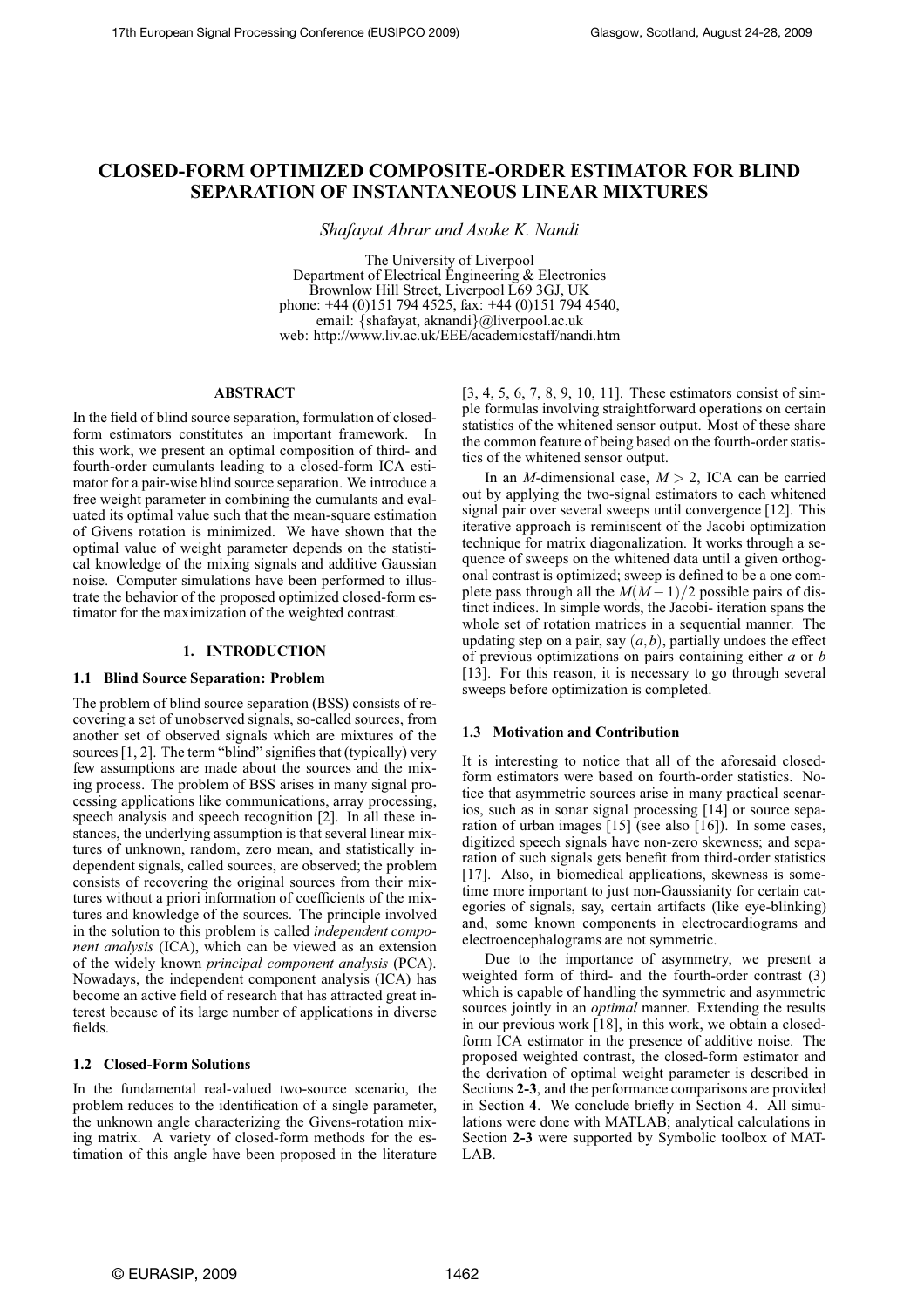# CLOSED-FORM OPTIMIZED COMPOSITE-ORDER ESTIMATOR FOR BLIND SEPARATION OF INSTANTANEOUS LINEAR MIXTURES

*Shafayat Abrar and Asoke K. Nandi*

The University of Liverpool
Department of Electrical Engineering & Electronics
Brownlow Hill Street, Liverpool L69 3GJ, UK
phone: +44 (0)151 794 4525, fax: +44 (0)151 794 4540,
email: {shafayat, aknandi}@liverpool.ac.uk
web: http://www.liv.ac.uk/EEE/academicstaff/nandi.htm

## ABSTRACT

In the field of blind source separation, formulation of closed-form estimators constitutes an important framework. In this work, we present an optimal composition of third- and fourth-order cumulants leading to a closed-form ICA estimator for a pair-wise blind source separation. We introduce a free weight parameter in combining the cumulants and evaluated its optimal value such that the mean-square estimation of Givens rotation is minimized. We have shown that the optimal value of weight parameter depends on the statistical knowledge of the mixing signals and additive Gaussian noise. Computer simulations have been performed to illustrate the behavior of the proposed optimized closed-form estimator for the maximization of the weighted contrast.

## 1. INTRODUCTION

### 1.1 Blind Source Separation: Problem

The problem of blind source separation (BSS) consists of recovering a set of unobserved signals, so-called sources, from another set of observed signals which are mixtures of the sources [1, 2]. The term "blind" signifies that (typically) very few assumptions are made about the sources and the mixing process. The problem of BSS arises in many signal processing applications like communications, array processing, speech analysis and speech recognition [2]. In all these instances, the underlying assumption is that several linear mixtures of unknown, random, zero mean, and statistically independent signals, called sources, are observed; the problem consists of recovering the original sources from their mixtures without a priori information of coefficients of the mixtures and knowledge of the sources. The principle involved in the solution to this problem is called *independent component analysis* (ICA), which can be viewed as an extension of the widely known *principal component analysis* (PCA). Nowadays, the independent component analysis (ICA) has become an active field of research that has attracted great interest because of its large number of applications in diverse fields.

### 1.2 Closed-Form Solutions

In the fundamental real-valued two-source scenario, the problem reduces to the identification of a single parameter, the unknown angle characterizing the Givens-rotation mixing matrix. A variety of closed-form methods for the estimation of this angle have been proposed in the literature [3, 4, 5, 6, 7, 8, 9, 10, 11]. These estimators consist of simple formulas involving straightforward operations on certain statistics of the whitened sensor output. Most of these share the common feature of being based on the fourth-order statistics of the whitened sensor output.

In an $M$-dimensional case, $M > 2$, ICA can be carried out by applying the two-signal estimators to each whitened signal pair over several sweeps until convergence [12]. This iterative approach is reminiscent of the Jacobi optimization technique for matrix diagonalization. It works through a sequence of sweeps on the whitened data until a given orthogonal contrast is optimized; sweep is defined to be a one complete pass through all the $M(M-1)/2$ possible pairs of distinct indices. In simple words, the Jacobi- iteration spans the whole set of rotation matrices in a sequential manner. The updating step on a pair, say $(a,b)$, partially undoes the effect of previous optimizations on pairs containing either $a$ or $b$ [13]. For this reason, it is necessary to go through several sweeps before optimization is completed.

### 1.3 Motivation and Contribution

It is interesting to notice that all of the aforesaid closed-form estimators were based on fourth-order statistics. Notice that asymmetric sources arise in many practical scenarios, such as in sonar signal processing [14] or source separation of urban images [15] (see also [16]). In some cases, digitized speech signals have non-zero skewness; and separation of such signals gets benefit from third-order statistics [17]. Also, in biomedical applications, skewness is sometime more important to just non-Gaussianity for certain categories of signals, say, certain artifacts (like eye-blinking) and, some known components in electrocardiograms and electroencephalograms are not symmetric.

Due to the importance of asymmetry, we present a weighted form of third- and the fourth-order contrast (3) which is capable of handling the symmetric and asymmetric sources jointly in an *optimal* manner. Extending the results in our previous work [18], in this work, we obtain a closed-form ICA estimator in the presence of additive noise. The proposed weighted contrast, the closed-form estimator and the derivation of optimal weight parameter is described in Sections **2-3**, and the performance comparisons are provided in Section **4**. We conclude briefly in Section **4**. All simulations were done with MATLAB; analytical calculations in Section **2-3** were supported by Symbolic toolbox of MATLAB.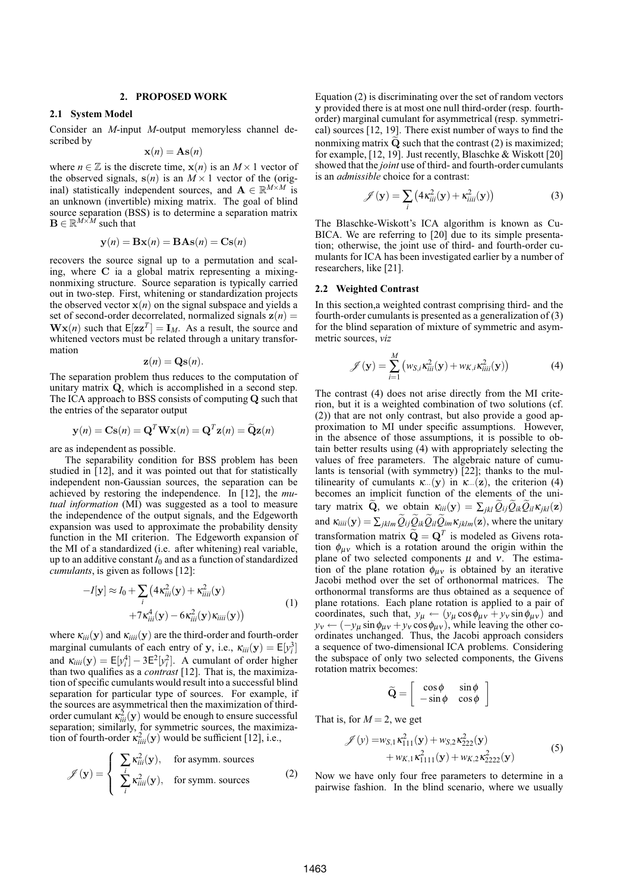## 2. PROPOSED WORK

### 2.1 System Model

Consider an $M$-input $M$-output memoryless channel described by

$$\mathbf{x}(n) = \mathbf{A}\mathbf{s}(n)$$

where $n \in \mathbb{Z}$ is the discrete time, $\mathbf{x}(n)$ is an $M \times 1$ vector of the observed signals, $\mathbf{s}(n)$ is an $M \times 1$ vector of the (original) statistically independent sources, and $\mathbf{A} \in \mathbb{R}^{M \times M}$ is an unknown (invertible) mixing matrix. The goal of blind source separation (BSS) is to determine a separation matrix $\mathbf{B} \in \mathbb{R}^{M \times M}$ such that

$$\mathbf{y}(n) = \mathbf{B}\mathbf{x}(n) = \mathbf{B}\mathbf{A}\mathbf{s}(n) = \mathbf{C}\mathbf{s}(n)$$

recovers the source signal up to a permutation and scaling, where $\mathbf{C}$ ia a global matrix representing a mixing-nonmixing structure. Source separation is typically carried out in two-step. First, whitening or standardization projects the observed vector $\mathbf{x}(n)$ on the signal subspace and yields a set of second-order decorrelated, normalized signals $\mathbf{z}(n) = \mathbf{W}\mathbf{x}(n)$ such that $\mathsf{E}[\mathbf{z}\mathbf{z}^T] = \mathbf{I}_M$. As a result, the source and whitened vectors must be related through a unitary transformation

$$\mathbf{z}(n) = \mathbf{Q}\mathbf{s}(n).$$

The separation problem thus reduces to the computation of unitary matrix $\mathbf{Q}$, which is accomplished in a second step. The ICA approach to BSS consists of computing $\mathbf{Q}$ such that the entries of the separator output

$$\mathbf{y}(n) = \mathbf{C}\mathbf{s}(n) = \mathbf{Q}^T\mathbf{W}\mathbf{x}(n) = \mathbf{Q}^T\mathbf{z}(n) = \widetilde{\mathbf{Q}}\mathbf{z}(n)$$

are as independent as possible.

The separability condition for BSS problem has been studied in [12], and it was pointed out that for statistically independent non-Gaussian sources, the separation can be achieved by restoring the independence. In [12], the *mutual information* (MI) was suggested as a tool to measure the independence of the output signals, and the Edgeworth expansion was used to approximate the probability density function in the MI criterion. The Edgeworth expansion of the MI of a standardized (i.e. after whitening) real variable, up to an additive constant $I_0$ and as a function of standardized *cumulants*, is given as follows [12]:

$$-I[\mathbf{y}] \approx I_0 + \sum_i \big(4\kappa_{iii}^2(\mathbf{y}) + \kappa_{iiii}^2(\mathbf{y}) + 7\kappa_{iii}^4(\mathbf{y}) - 6\kappa_{iii}^2(\mathbf{y})\kappa_{iiii}(\mathbf{y})\big) \tag{1}$$

where $\kappa_{iii}(\mathbf{y})$ and $\kappa_{iiii}(\mathbf{y})$ are the third-order and fourth-order marginal cumulants of each entry of $\mathbf{y}$, i.e., $\kappa_{iii}(\mathbf{y}) = \mathsf{E}[y_i^3]$ and $\kappa_{iiii}(\mathbf{y}) = \mathsf{E}[y_i^4] - 3\mathsf{E}^2[y_i^2]$. A cumulant of order higher than two qualifies as a *contrast* [12]. That is, the maximization of specific cumulants would result into a successful blind separation for particular type of sources. For example, if the sources are asymmetrical then the maximization of third-order cumulant $\kappa_{iii}^2(\mathbf{y})$ would be enough to ensure successful separation; similarly, for symmetric sources, the maximization of fourth-order $\kappa_{iiii}^2(\mathbf{y})$ would be sufficient [12], i.e.,

$$\mathscr{J}(\mathbf{y}) = \begin{cases} \sum_i \kappa_{iii}^2(\mathbf{y}), & \text{for asymm. sources} \\ \sum_i \kappa_{iiii}^2(\mathbf{y}), & \text{for symm. sources} \end{cases} \tag{2}$$

Equation (2) is discriminating over the set of random vectors $\mathbf{y}$ provided there is at most one null third-order (resp. fourth-order) marginal cumulant for asymmetrical (resp. symmetrical) sources [12, 19]. There exist number of ways to find the nonmixing matrix $\widetilde{\mathbf{Q}}$ such that the contrast (2) is maximized; for example, [12, 19]. Just recently, Blaschke & Wiskott [20] showed that the *joint* use of third- and fourth-order cumulants is an *admissible* choice for a contrast:

$$\mathscr{J}(\mathbf{y}) = \sum_i \big(4\kappa_{iii}^2(\mathbf{y}) + \kappa_{iiii}^2(\mathbf{y})\big) \tag{3}$$

The Blaschke-Wiskott's ICA algorithm is known as CuBICA. We are referring to [20] due to its simple presentation; otherwise, the joint use of third- and fourth-order cumulants for ICA has been investigated earlier by a number of researchers, like [21].

### 2.2 Weighted Contrast

In this section,a weighted contrast comprising third- and the fourth-order cumulants is presented as a generalization of (3) for the blind separation of mixture of symmetric and asymmetric sources, *viz*

$$\mathscr{J}(\mathbf{y}) = \sum_{i=1}^{M} \big(w_{S,i}\kappa_{iii}^2(\mathbf{y}) + w_{K,i}\kappa_{iiii}^2(\mathbf{y})\big) \tag{4}$$

The contrast (4) does not arise directly from the MI criterion, but it is a weighted combination of two solutions (cf. (2)) that are not only contrast, but also provide a good approximation to MI under specific assumptions. However, in the absence of those assumptions, it is possible to obtain better results using (4) with appropriately selecting the values of free parameters. The algebraic nature of cumulants is tensorial (with symmetry) [22]; thanks to the multilinearity of cumulants $\kappa_{\cdots}(\mathbf{y})$ in $\kappa_{\cdots}(\mathbf{z})$, the criterion (4) becomes an implicit function of the elements of the unitary matrix $\widetilde{\mathbf{Q}}$, we obtain $\kappa_{iii}(\mathbf{y}) = \sum_{jkl}\widetilde{Q}_{ij}\widetilde{Q}_{ik}\widetilde{Q}_{il}\kappa_{jkl}(\mathbf{z})$ and $\kappa_{iiii}(\mathbf{y}) = \sum_{jklm}\widetilde{Q}_{ij}\widetilde{Q}_{ik}\widetilde{Q}_{il}\widetilde{Q}_{im}\kappa_{jklm}(\mathbf{z})$, where the unitary transformation matrix $\widetilde{\mathbf{Q}} = \mathbf{Q}^T$ is modeled as Givens rotation $\phi_{\mu\nu}$ which is a rotation around the origin within the plane of two selected components $\mu$ and $\nu$. The estimation of the plane rotation $\phi_{\mu\nu}$ is obtained by an iterative Jacobi method over the set of orthonormal matrices. The orthonormal transforms are thus obtained as a sequence of plane rotations. Each plane rotation is applied to a pair of coordinates, such that, $y_\mu \leftarrow (y_\mu\cos\phi_{\mu\nu} + y_\nu\sin\phi_{\mu\nu})$ and $y_\nu \leftarrow (-y_\mu\sin\phi_{\mu\nu} + y_\nu\cos\phi_{\mu\nu})$, while leaving the other coordinates unchanged. Thus, the Jacobi approach considers a sequence of two-dimensional ICA problems. Considering the subspace of only two selected components, the Givens rotation matrix becomes:

$$\widetilde{\mathbf{Q}} = \begin{bmatrix} \cos\phi & \sin\phi \\ -\sin\phi & \cos\phi \end{bmatrix}$$

That is, for $M = 2$, we get

$$\mathscr{J}(y) = w_{S,1}\kappa_{111}^2(\mathbf{y}) + w_{S,2}\kappa_{222}^2(\mathbf{y}) + w_{K,1}\kappa_{1111}^2(\mathbf{y}) + w_{K,2}\kappa_{2222}^2(\mathbf{y}) \tag{5}$$

Now we have only four free parameters to determine in a pairwise fashion. In the blind scenario, where we usually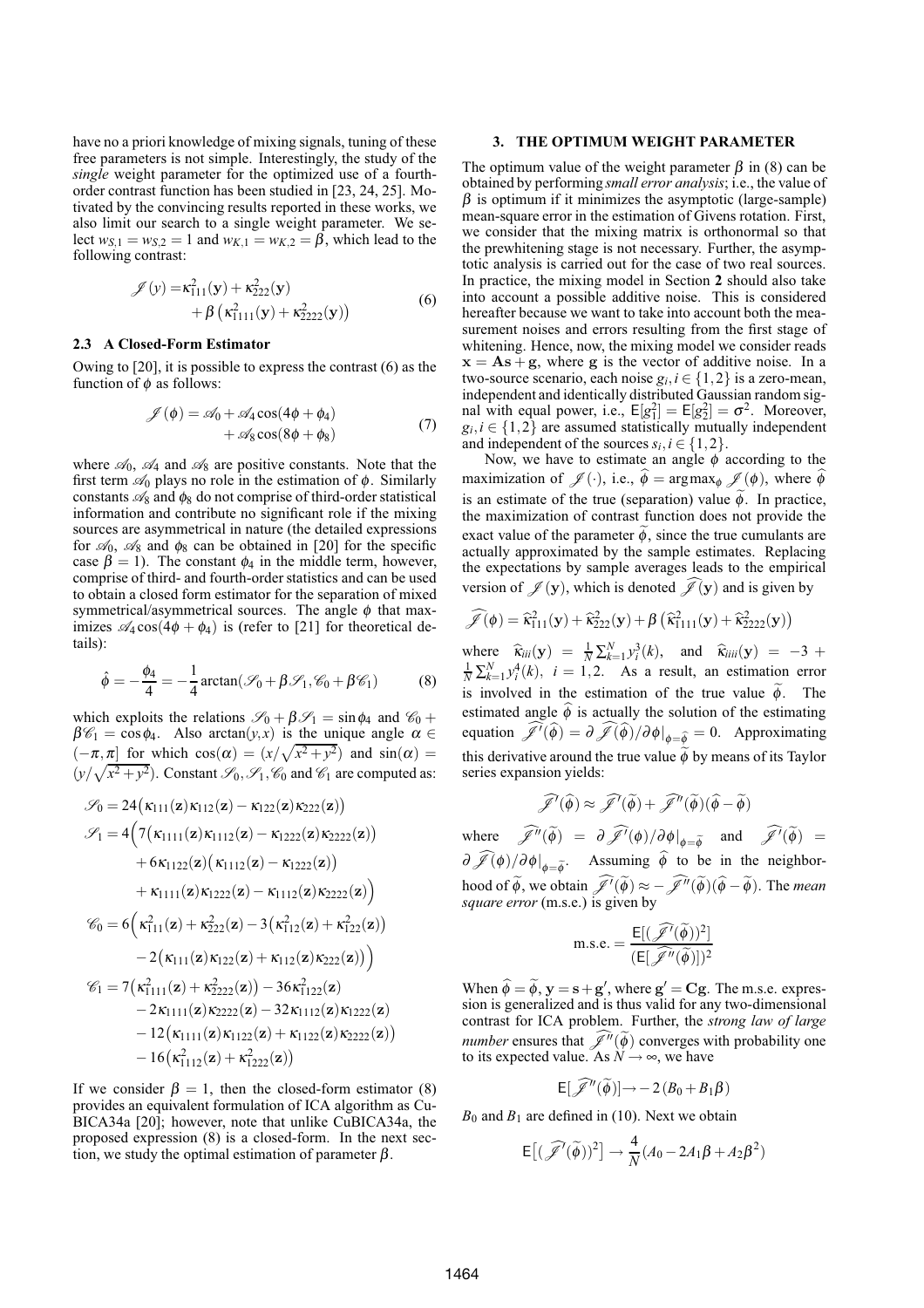have no a priori knowledge of mixing signals, tuning of these free parameters is not simple. Interestingly, the study of the *single* weight parameter for the optimized use of a fourth-order contrast function has been studied in [23, 24, 25]. Motivated by the convincing results reported in these works, we also limit our search to a single weight parameter. We select $w_{S,1} = w_{S,2} = 1$ and $w_{K,1} = w_{K,2} = \beta$, which lead to the following contrast:

$$\mathscr{J}(y) = \kappa_{111}^2(\mathbf{y}) + \kappa_{222}^2(\mathbf{y}) + \beta\left(\kappa_{1111}^2(\mathbf{y}) + \kappa_{2222}^2(\mathbf{y})\right) \tag{6}$$

### 2.3 A Closed-Form Estimator

Owing to [20], it is possible to express the contrast (6) as the function of $\phi$ as follows:

$$\mathscr{J}(\phi) = \mathscr{A}_0 + \mathscr{A}_4 \cos(4\phi + \phi_4) + \mathscr{A}_8 \cos(8\phi + \phi_8) \tag{7}$$

where $\mathscr{A}_0$, $\mathscr{A}_4$ and $\mathscr{A}_8$ are positive constants. Note that the first term $\mathscr{A}_0$ plays no role in the estimation of $\phi$. Similarly constants $\mathscr{A}_8$ and $\phi_8$ do not comprise of third-order statistical information and contribute no significant role if the mixing sources are asymmetrical in nature (the detailed expressions for $\mathscr{A}_0$, $\mathscr{A}_8$ and $\phi_8$ can be obtained in [20] for the specific case $\beta = 1$). The constant $\phi_4$ in the middle term, however, comprise of third- and fourth-order statistics and can be used to obtain a closed form estimator for the separation of mixed symmetrical/asymmetrical sources. The angle $\phi$ that maximizes $\mathscr{A}_4 \cos(4\phi + \phi_4)$ is (refer to [21] for theoretical details):

$$\hat{\phi} = -\frac{\phi_4}{4} = -\frac{1}{4}\arctan(\mathscr{S}_0 + \beta\mathscr{S}_1, \mathscr{C}_0 + \beta\mathscr{C}_1) \tag{8}$$

which exploits the relations $\mathscr{S}_0 + \beta\mathscr{S}_1 = \sin\phi_4$ and $\mathscr{C}_0 + \beta\mathscr{C}_1 = \cos\phi_4$. Also $\arctan(y,x)$ is the unique angle $\alpha \in (-\pi, \pi]$ for which $\cos(\alpha) = (x/\sqrt{x^2+y^2})$ and $\sin(\alpha) = (y/\sqrt{x^2+y^2})$. Constant $\mathscr{S}_0, \mathscr{S}_1, \mathscr{C}_0$ and $\mathscr{C}_1$ are computed as:

$$\begin{aligned}
\mathscr{S}_0 &= 24\big(\kappa_{111}(\mathbf{z})\kappa_{112}(\mathbf{z}) - \kappa_{122}(\mathbf{z})\kappa_{222}(\mathbf{z})\big)\\
\mathscr{S}_1 &= 4\Big(7\big(\kappa_{1111}(\mathbf{z})\kappa_{1112}(\mathbf{z}) - \kappa_{1222}(\mathbf{z})\kappa_{2222}(\mathbf{z})\big)\\
&\quad + 6\kappa_{1122}(\mathbf{z})\big(\kappa_{1112}(\mathbf{z}) - \kappa_{1222}(\mathbf{z})\big)\\
&\quad + \kappa_{1111}(\mathbf{z})\kappa_{1222}(\mathbf{z}) - \kappa_{1112}(\mathbf{z})\kappa_{2222}(\mathbf{z})\Big)\\
\mathscr{C}_0 &= 6\Big(\kappa_{111}^2(\mathbf{z}) + \kappa_{222}^2(\mathbf{z}) - 3\big(\kappa_{112}^2(\mathbf{z}) + \kappa_{122}^2(\mathbf{z})\big)\\
&\quad - 2\big(\kappa_{111}(\mathbf{z})\kappa_{122}(\mathbf{z}) + \kappa_{112}(\mathbf{z})\kappa_{222}(\mathbf{z})\big)\Big)\\
\mathscr{C}_1 &= 7\big(\kappa_{1111}^2(\mathbf{z}) + \kappa_{2222}^2(\mathbf{z})\big) - 36\kappa_{1122}^2(\mathbf{z})\\
&\quad - 2\kappa_{1111}(\mathbf{z})\kappa_{2222}(\mathbf{z}) - 32\kappa_{1112}(\mathbf{z})\kappa_{1222}(\mathbf{z})\\
&\quad - 12\big(\kappa_{1111}(\mathbf{z})\kappa_{1122}(\mathbf{z}) + \kappa_{1122}(\mathbf{z})\kappa_{2222}(\mathbf{z})\big)\\
&\quad - 16\big(\kappa_{1112}^2(\mathbf{z}) + \kappa_{1222}^2(\mathbf{z})\big)
\end{aligned}$$

If we consider $\beta = 1$, then the closed-form estimator (8) provides an equivalent formulation of ICA algorithm as CuBICA34a [20]; however, note that unlike CuBICA34a, the proposed expression (8) is a closed-form. In the next section, we study the optimal estimation of parameter $\beta$.

## 3. THE OPTIMUM WEIGHT PARAMETER

The optimum value of the weight parameter $\beta$ in (8) can be obtained by performing *small error analysis*; i.e., the value of $\beta$ is optimum if it minimizes the asymptotic (large-sample) mean-square error in the estimation of Givens rotation. First, we consider that the mixing matrix is orthonormal so that the prewhitening stage is not necessary. Further, the asymptotic analysis is carried out for the case of two real sources. In practice, the mixing model in Section **2** should also take into account a possible additive noise. This is considered hereafter because we want to take into account both the measurement noises and errors resulting from the first stage of whitening. Hence, now, the mixing model we consider reads $\mathbf{x} = \mathbf{A}\mathbf{s} + \mathbf{g}$, where $\mathbf{g}$ is the vector of additive noise. In a two-source scenario, each noise $g_i, i \in \{1,2\}$ is a zero-mean, independent and identically distributed Gaussian random signal with equal power, i.e., $\mathsf{E}[g_1^2] = \mathsf{E}[g_2^2] = \sigma^2$. Moreover, $g_i, i \in \{1,2\}$ are assumed statistically mutually independent and independent of the sources $s_i, i \in \{1,2\}$.

Now, we have to estimate an angle $\phi$ according to the maximization of $\mathscr{J}(\cdot)$, i.e., $\widehat{\phi} = \arg\max_\phi \mathscr{J}(\phi)$, where $\widehat{\phi}$ is an estimate of the true (separation) value $\widetilde{\phi}$. In practice, the maximization of contrast function does not provide the exact value of the parameter $\widetilde{\phi}$, since the true cumulants are actually approximated by the sample estimates. Replacing the expectations by sample averages leads to the empirical version of $\mathscr{J}(\mathbf{y})$, which is denoted $\widehat{\mathscr{J}}(\mathbf{y})$ and is given by

$$\widehat{\mathscr{J}}(\phi) = \widehat{\kappa}_{111}^2(\mathbf{y}) + \widehat{\kappa}_{222}^2(\mathbf{y}) + \beta\left(\widehat{\kappa}_{1111}^2(\mathbf{y}) + \widehat{\kappa}_{2222}^2(\mathbf{y})\right)$$

where $\widehat{\kappa}_{iii}(\mathbf{y}) = \frac{1}{N}\sum_{k=1}^N y_i^3(k)$, and $\widehat{\kappa}_{iiii}(\mathbf{y}) = -3 + \frac{1}{N}\sum_{k=1}^N y_i^4(k)$, $i = 1,2$. As a result, an estimation error is involved in the estimation of the true value $\widetilde{\phi}$. The estimated angle $\widehat{\phi}$ is actually the solution of the estimating equation $\widehat{\mathscr{J}}'(\widehat{\phi}) = \partial\widehat{\mathscr{J}}(\widehat{\phi})/\partial\phi|_{\phi=\widehat{\phi}} = 0$. Approximating this derivative around the true value $\widetilde{\phi}$ by means of its Taylor series expansion yields:

$$\widehat{\mathscr{J}}'(\widehat{\phi}) \approx \widehat{\mathscr{J}}'(\widetilde{\phi}) + \widehat{\mathscr{J}}''(\widetilde{\phi})(\widehat{\phi} - \widetilde{\phi})$$

where $\widehat{\mathscr{J}}''(\widetilde{\phi}) = \partial\widehat{\mathscr{J}}'(\phi)/\partial\phi|_{\phi=\widetilde{\phi}}$ and $\widehat{\mathscr{J}}'(\widetilde{\phi}) = \partial\widehat{\mathscr{J}}(\phi)/\partial\phi|_{\phi=\widetilde{\phi}}$. Assuming $\widehat{\phi}$ to be in the neighborhood of $\widetilde{\phi}$, we obtain $\widehat{\mathscr{J}}'(\widetilde{\phi}) \approx -\widehat{\mathscr{J}}''(\widetilde{\phi})(\widehat{\phi} - \widetilde{\phi})$. The *mean square error* (m.s.e.) is given by

$$\text{m.s.e.} = \frac{\mathsf{E}[(\widehat{\mathscr{J}}'(\widetilde{\phi}))^2]}{(\mathsf{E}[\widehat{\mathscr{J}}''(\widetilde{\phi})])^2}$$

When $\widehat{\phi} = \widetilde{\phi}$, $\mathbf{y} = \mathbf{s} + \mathbf{g}'$, where $\mathbf{g}' = \mathbf{C}\mathbf{g}$. The m.s.e. expression is generalized and is thus valid for any two-dimensional contrast for ICA problem. Further, the *strong law of large number* ensures that $\widehat{\mathscr{J}}''(\widetilde{\phi})$ converges with probability one to its expected value. As $N \to \infty$, we have

$$\mathsf{E}[\widehat{\mathscr{J}}''(\widetilde{\phi})] \to -2(B_0 + B_1\beta)$$

$B_0$ and $B_1$ are defined in (10). Next we obtain

$$\mathsf{E}\big[(\widehat{\mathscr{J}}'(\widetilde{\phi}))^2\big] \to \frac{4}{N}(A_0 - 2A_1\beta + A_2\beta^2)$$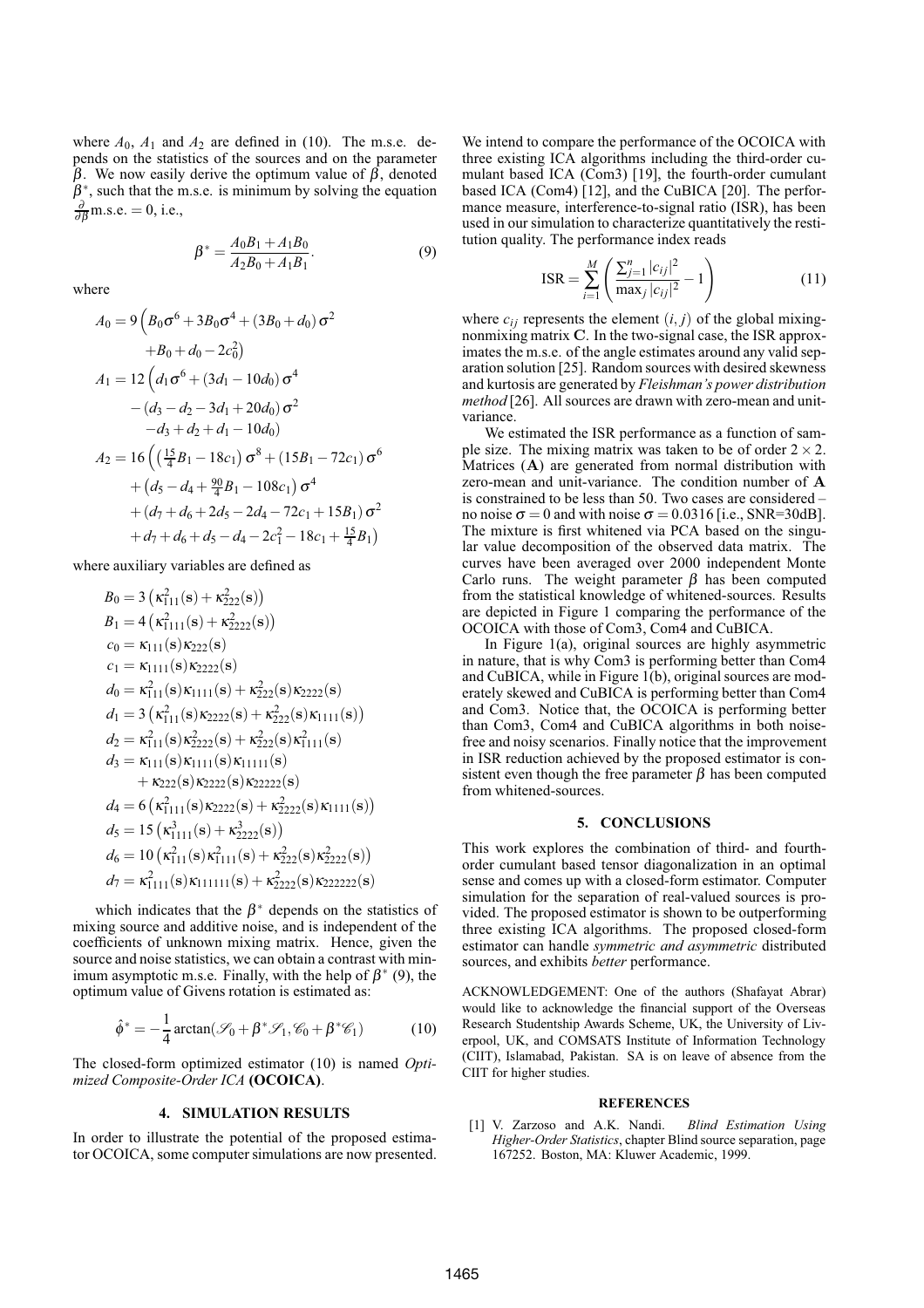where $A_0$, $A_1$ and $A_2$ are defined in (10). The m.s.e. depends on the statistics of the sources and on the parameter $\beta$. We now easily derive the optimum value of $\beta$, denoted $\beta^*$, such that the m.s.e. is minimum by solving the equation $\frac{\partial}{\partial\beta}\text{m.s.e.} = 0$, i.e.,

$$\beta^* = \frac{A_0 B_1 + A_1 B_0}{A_2 B_0 + A_1 B_1}. \tag{9}$$

where

$$\begin{aligned}
A_0 &= 9\Big(B_0\sigma^6 + 3B_0\sigma^4 + (3B_0 + d_0)\,\sigma^2 \\
&\quad + B_0 + d_0 - 2c_0^2\Big) \\
A_1 &= 12\Big(d_1\sigma^6 + (3d_1 - 10d_0)\,\sigma^4 \\
&\quad - (d_3 - d_2 - 3d_1 + 20d_0)\,\sigma^2 \\
&\quad - d_3 + d_2 + d_1 - 10d_0\Big) \\
A_2 &= 16\Big(\left(\tfrac{15}{4}B_1 - 18c_1\right)\sigma^8 + (15B_1 - 72c_1)\,\sigma^6 \\
&\quad + \left(d_5 - d_4 + \tfrac{90}{4}B_1 - 108c_1\right)\sigma^4 \\
&\quad + (d_7 + d_6 + 2d_5 - 2d_4 - 72c_1 + 15B_1)\,\sigma^2 \\
&\quad + d_7 + d_6 + d_5 - d_4 - 2c_1^2 - 18c_1 + \tfrac{15}{4}B_1\Big)
\end{aligned}$$

where auxiliary variables are defined as

$$\begin{aligned}
B_0 &= 3\left(\kappa_{111}^2(\mathbf{s}) + \kappa_{222}^2(\mathbf{s})\right) \\
B_1 &= 4\left(\kappa_{1111}^2(\mathbf{s}) + \kappa_{2222}^2(\mathbf{s})\right) \\
c_0 &= \kappa_{111}(\mathbf{s})\kappa_{222}(\mathbf{s}) \\
c_1 &= \kappa_{1111}(\mathbf{s})\kappa_{2222}(\mathbf{s}) \\
d_0 &= \kappa_{111}^2(\mathbf{s})\kappa_{1111}(\mathbf{s}) + \kappa_{222}^2(\mathbf{s})\kappa_{2222}(\mathbf{s}) \\
d_1 &= 3\left(\kappa_{111}^2(\mathbf{s})\kappa_{2222}(\mathbf{s}) + \kappa_{222}^2(\mathbf{s})\kappa_{1111}(\mathbf{s})\right) \\
d_2 &= \kappa_{111}^2(\mathbf{s})\kappa_{2222}^2(\mathbf{s}) + \kappa_{222}^2(\mathbf{s})\kappa_{1111}^2(\mathbf{s}) \\
d_3 &= \kappa_{111}(\mathbf{s})\kappa_{1111}(\mathbf{s})\kappa_{11111}(\mathbf{s}) \\
&\quad + \kappa_{222}(\mathbf{s})\kappa_{2222}(\mathbf{s})\kappa_{22222}(\mathbf{s}) \\
d_4 &= 6\left(\kappa_{1111}^2(\mathbf{s})\kappa_{2222}(\mathbf{s}) + \kappa_{2222}^2(\mathbf{s})\kappa_{1111}(\mathbf{s})\right) \\
d_5 &= 15\left(\kappa_{1111}^3(\mathbf{s}) + \kappa_{2222}^3(\mathbf{s})\right) \\
d_6 &= 10\left(\kappa_{111}^2(\mathbf{s})\kappa_{1111}^2(\mathbf{s}) + \kappa_{222}^2(\mathbf{s})\kappa_{2222}^2(\mathbf{s})\right) \\
d_7 &= \kappa_{1111}^2(\mathbf{s})\kappa_{111111}(\mathbf{s}) + \kappa_{2222}^2(\mathbf{s})\kappa_{222222}(\mathbf{s})
\end{aligned}$$

which indicates that the $\beta^*$ depends on the statistics of mixing source and additive noise, and is independent of the coefficients of unknown mixing matrix. Hence, given the source and noise statistics, we can obtain a contrast with minimum asymptotic m.s.e. Finally, with the help of $\beta^*$ (9), the optimum value of Givens rotation is estimated as:

$$\hat{\phi}^* = -\frac{1}{4}\arctan(\mathscr{S}_0 + \beta^*\mathscr{S}_1, \mathscr{C}_0 + \beta^*\mathscr{C}_1) \tag{10}$$

The closed-form optimized estimator (10) is named *Optimized Composite-Order ICA* **(OCOICA)**.

## 4. SIMULATION RESULTS

In order to illustrate the potential of the proposed estimator OCOICA, some computer simulations are now presented. We intend to compare the performance of the OCOICA with three existing ICA algorithms including the third-order cumulant based ICA (Com3) [19], the fourth-order cumulant based ICA (Com4) [12], and the CuBICA [20]. The performance measure, interference-to-signal ratio (ISR), has been used in our simulation to characterize quantitatively the restitution quality. The performance index reads

$$\text{ISR} = \sum_{i=1}^{M}\left(\frac{\sum_{j=1}^{n}|c_{ij}|^2}{\max_j |c_{ij}|^2} - 1\right) \tag{11}$$

where $c_{ij}$ represents the element $(i, j)$ of the global mixing-nonmixing matrix $\mathbf{C}$. In the two-signal case, the ISR approximates the m.s.e. of the angle estimates around any valid separation solution [25]. Random sources with desired skewness and kurtosis are generated by *Fleishman's power distribution method* [26]. All sources are drawn with zero-mean and unit-variance.

We estimated the ISR performance as a function of sample size. The mixing matrix was taken to be of order $2 \times 2$. Matrices ($\mathbf{A}$) are generated from normal distribution with zero-mean and unit-variance. The condition number of $\mathbf{A}$ is constrained to be less than 50. Two cases are considered – no noise $\sigma = 0$ and with noise $\sigma = 0.0316$ [i.e., SNR=30dB]. The mixture is first whitened via PCA based on the singular value decomposition of the observed data matrix. The curves have been averaged over 2000 independent Monte Carlo runs. The weight parameter $\beta$ has been computed from the statistical knowledge of whitened-sources. Results are depicted in Figure 1 comparing the performance of the OCOICA with those of Com3, Com4 and CuBICA.

In Figure 1(a), original sources are highly asymmetric in nature, that is why Com3 is performing better than Com4 and CuBICA, while in Figure 1(b), original sources are moderately skewed and CuBICA is performing better than Com4 and Com3. Notice that, the OCOICA is performing better than Com3, Com4 and CuBICA algorithms in both noise-free and noisy scenarios. Finally notice that the improvement in ISR reduction achieved by the proposed estimator is consistent even though the free parameter $\beta$ has been computed from whitened-sources.

## 5. CONCLUSIONS

This work explores the combination of third- and fourth-order cumulant based tensor diagonalization in an optimal sense and comes up with a closed-form estimator. Computer simulation for the separation of real-valued sources is provided. The proposed estimator is shown to be outperforming three existing ICA algorithms. The proposed closed-form estimator can handle *symmetric and asymmetric* distributed sources, and exhibits *better* performance.

ACKNOWLEDGEMENT: One of the authors (Shafayat Abrar) would like to acknowledge the financial support of the Overseas Research Studentship Awards Scheme, UK, the University of Liverpool, UK, and COMSATS Institute of Information Technology (CIIT), Islamabad, Pakistan. SA is on leave of absence from the CIIT for higher studies.

## REFERENCES

[1] V. Zarzoso and A.K. Nandi. *Blind Estimation Using Higher-Order Statistics*, chapter Blind source separation, page 167252. Boston, MA: Kluwer Academic, 1999.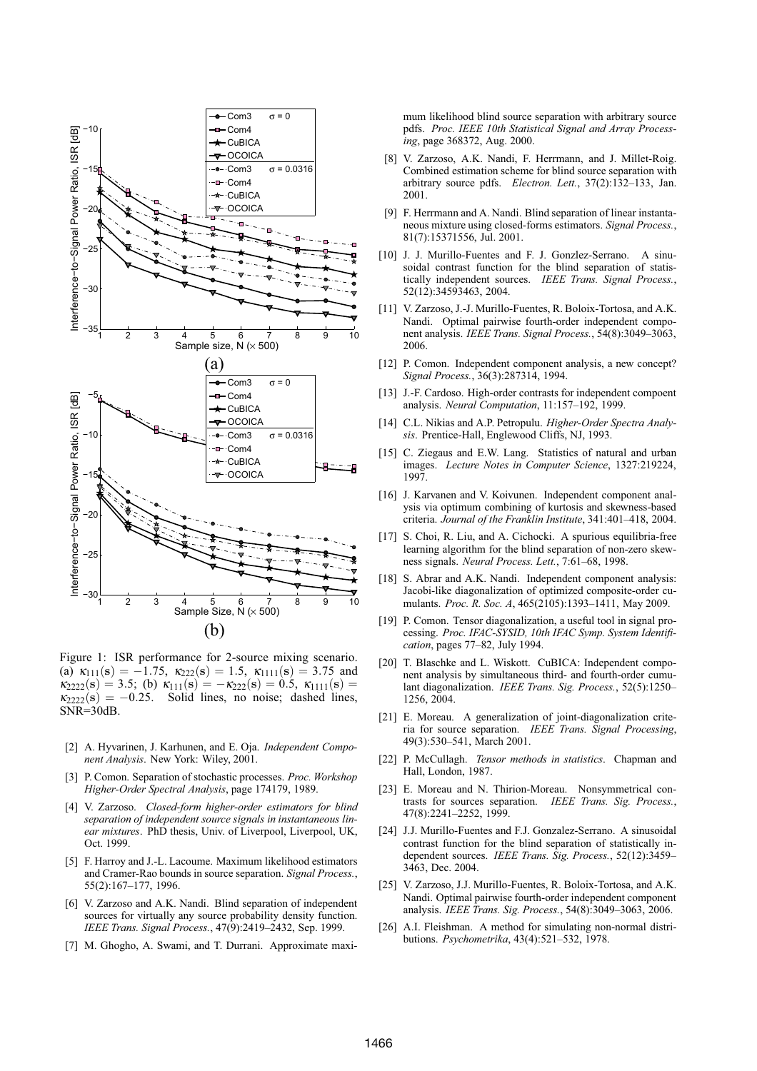Com3 σ = 0
Com4
CuBICA
OCOICA
Com3 σ = 0.0316
Com4
CuBICA
OCOICA

Interference−to−Signal Power Ratio, ISR [dB]

−10
−15
−20
−25
−30
−35

1 2 3 4 5 6 7 8 9 10

Sample size, N (× 500)

(a)

Com3 σ = 0
Com4
CuBICA
OCOICA
Com3 σ = 0.0316
Com4
CuBICA
OCOICA

Interference−to−Signal Power Ratio, ISR [dB]

−5
−10
−15
−20
−25
−30

1 2 3 4 5 6 7 8 9 10

Sample Size, N (× 500)

(b)

Figure 1: ISR performance for 2-source mixing scenario. (a) $\kappa_{111}(\mathbf{s}) = -1.75$, $\kappa_{222}(\mathbf{s}) = 1.5$, $\kappa_{1111}(\mathbf{s}) = 3.75$ and $\kappa_{2222}(\mathbf{s}) = 3.5$; (b) $\kappa_{111}(\mathbf{s}) = -\kappa_{222}(\mathbf{s}) = 0.5$, $\kappa_{1111}(\mathbf{s}) = \kappa_{2222}(\mathbf{s}) = -0.25$. Solid lines, no noise; dashed lines, SNR=30dB.

[2] A. Hyvarinen, J. Karhunen, and E. Oja. *Independent Component Analysis*. New York: Wiley, 2001.

[3] P. Comon. Separation of stochastic processes. *Proc. Workshop Higher-Order Spectral Analysis*, page 174179, 1989.

[4] V. Zarzoso. *Closed-form higher-order estimators for blind separation of independent source signals in instantaneous linear mixtures*. PhD thesis, Univ. of Liverpool, Liverpool, UK, Oct. 1999.

[5] F. Harroy and J.-L. Lacoume. Maximum likelihood estimators and Cramer-Rao bounds in source separation. *Signal Process.*, 55(2):167–177, 1996.

[6] V. Zarzoso and A.K. Nandi. Blind separation of independent sources for virtually any source probability density function. *IEEE Trans. Signal Process.*, 47(9):2419–2432, Sep. 1999.

[7] M. Ghogho, A. Swami, and T. Durrani. Approximate maximum likelihood blind source separation with arbitrary source pdfs. *Proc. IEEE 10th Statistical Signal and Array Processing*, page 368372, Aug. 2000.

[8] V. Zarzoso, A.K. Nandi, F. Herrmann, and J. Millet-Roig. Combined estimation scheme for blind source separation with arbitrary source pdfs. *Electron. Lett.*, 37(2):132–133, Jan. 2001.

[9] F. Herrmann and A. Nandi. Blind separation of linear instantaneous mixture using closed-forms estimators. *Signal Process.*, 81(7):15371556, Jul. 2001.

[10] J. J. Murillo-Fuentes and F. J. Gonzlez-Serrano. A sinusoidal contrast function for the blind separation of statistically independent sources. *IEEE Trans. Signal Process.*, 52(12):34593463, 2004.

[11] V. Zarzoso, J.-J. Murillo-Fuentes, R. Boloix-Tortosa, and A.K. Nandi. Optimal pairwise fourth-order independent component analysis. *IEEE Trans. Signal Process.*, 54(8):3049–3063, 2006.

[12] P. Comon. Independent component analysis, a new concept? *Signal Process.*, 36(3):287314, 1994.

[13] J.-F. Cardoso. High-order contrasts for independent compoent analysis. *Neural Computation*, 11:157–192, 1999.

[14] C.L. Nikias and A.P. Petropulu. *Higher-Order Spectra Analysis*. Prentice-Hall, Englewood Cliffs, NJ, 1993.

[15] C. Ziegaus and E.W. Lang. Statistics of natural and urban images. *Lecture Notes in Computer Science*, 1327:219224, 1997.

[16] J. Karvanen and V. Koivunen. Independent component analysis via optimum combining of kurtosis and skewness-based criteria. *Journal of the Franklin Institute*, 341:401–418, 2004.

[17] S. Choi, R. Liu, and A. Cichocki. A spurious equilibria-free learning algorithm for the blind separation of non-zero skewness signals. *Neural Process. Lett.*, 7:61–68, 1998.

[18] S. Abrar and A.K. Nandi. Independent component analysis: Jacobi-like diagonalization of optimized composite-order cumulants. *Proc. R. Soc. A*, 465(2105):1393–1411, May 2009.

[19] P. Comon. Tensor diagonalization, a useful tool in signal processing. *Proc. IFAC-SYSID, 10th IFAC Symp. System Identification*, pages 77–82, July 1994.

[20] T. Blaschke and L. Wiskott. CuBICA: Independent component analysis by simultaneous third- and fourth-order cumulant diagonalization. *IEEE Trans. Sig. Process.*, 52(5):1250–1256, 2004.

[21] E. Moreau. A generalization of joint-diagonalization criteria for source separation. *IEEE Trans. Signal Processing*, 49(3):530–541, March 2001.

[22] P. McCullagh. *Tensor methods in statistics*. Chapman and Hall, London, 1987.

[23] E. Moreau and N. Thirion-Moreau. Nonsymmetrical contrasts for sources separation. *IEEE Trans. Sig. Process.*, 47(8):2241–2252, 1999.

[24] J.J. Murillo-Fuentes and F.J. Gonzalez-Serrano. A sinusoidal contrast function for the blind separation of statistically independent sources. *IEEE Trans. Sig. Process.*, 52(12):3459–3463, Dec. 2004.

[25] V. Zarzoso, J.J. Murillo-Fuentes, R. Boloix-Tortosa, and A.K. Nandi. Optimal pairwise fourth-order independent component analysis. *IEEE Trans. Sig. Process.*, 54(8):3049–3063, 2006.

[26] A.I. Fleishman. A method for simulating non-normal distributions. *Psychometrika*, 43(4):521–532, 1978.